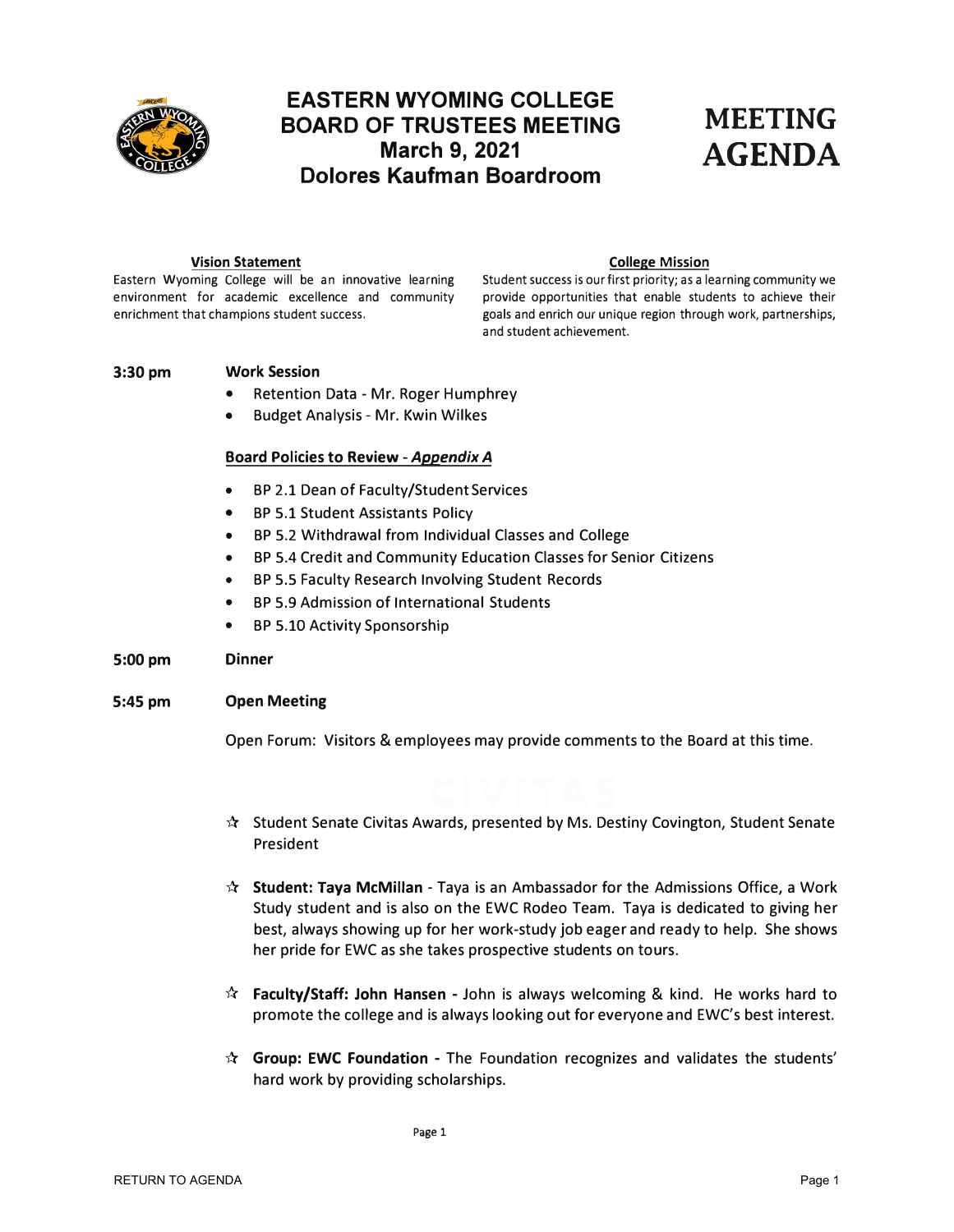# EASTERN WYOMING COLLEGE BOARD OF TRUSTEES MEETING
## March 9, 2021
## Dolores Kaufman Boardroom

# MEETING AGENDA

**Vision Statement**

Eastern Wyoming College will be an innovative learning environment for academic excellence and community enrichment that champions student success.

**College Mission**

Student success is our first priority; as a learning community we provide opportunities that enable students to achieve their goals and enrich our unique region through work, partnerships, and student achievement.

**3:30 pm** **Work Session**

- Retention Data - Mr. Roger Humphrey
- Budget Analysis - Mr. Kwin Wilkes

**Board Policies to Review - *Appendix A***

- BP 2.1 Dean of Faculty/Student Services
- BP 5.1 Student Assistants Policy
- BP 5.2 Withdrawal from Individual Classes and College
- BP 5.4 Credit and Community Education Classes for Senior Citizens
- BP 5.5 Faculty Research Involving Student Records
- BP 5.9 Admission of International Students
- BP 5.10 Activity Sponsorship

**5:00 pm** **Dinner**

**5:45 pm** **Open Meeting**

Open Forum: Visitors & employees may provide comments to the Board at this time.

- ☆ Student Senate Civitas Awards, presented by Ms. Destiny Covington, Student Senate President
- ☆ **Student: Taya McMillan** - Taya is an Ambassador for the Admissions Office, a Work Study student and is also on the EWC Rodeo Team. Taya is dedicated to giving her best, always showing up for her work-study job eager and ready to help. She shows her pride for EWC as she takes prospective students on tours.
- ☆ **Faculty/Staff: John Hansen** - John is always welcoming & kind. He works hard to promote the college and is always looking out for everyone and EWC's best interest.
- ☆ **Group: EWC Foundation** - The Foundation recognizes and validates the students' hard work by providing scholarships.

RETURN TO AGENDA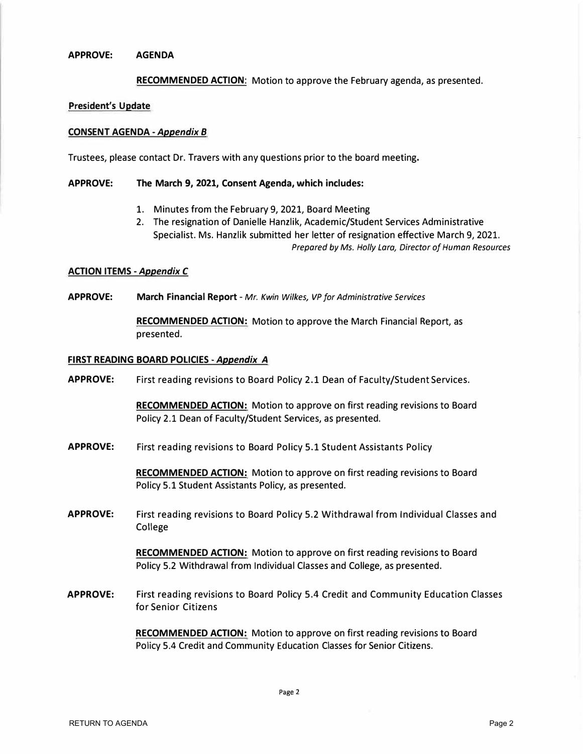**APPROVE: AGENDA**

**RECOMMENDED ACTION**: Motion to approve the February agenda, as presented.

**President's Update**

**CONSENT AGENDA - *Appendix B***

Trustees, please contact Dr. Travers with any questions prior to the board meeting.

**APPROVE: The March 9, 2021, Consent Agenda, which includes:**

1. Minutes from the February 9, 2021, Board Meeting
2. The resignation of Danielle Hanzlik, Academic/Student Services Administrative Specialist. Ms. Hanzlik submitted her letter of resignation effective March 9, 2021.
*Prepared by Ms. Holly Lara, Director of Human Resources*

**ACTION ITEMS - *Appendix C***

**APPROVE: March Financial Report** - *Mr. Kwin Wilkes, VP for Administrative Services*

**RECOMMENDED ACTION:** Motion to approve the March Financial Report, as presented.

**FIRST READING BOARD POLICIES - *Appendix A***

**APPROVE:** First reading revisions to Board Policy 2.1 Dean of Faculty/Student Services.

**RECOMMENDED ACTION:** Motion to approve on first reading revisions to Board Policy 2.1 Dean of Faculty/Student Services, as presented.

**APPROVE:** First reading revisions to Board Policy 5.1 Student Assistants Policy

**RECOMMENDED ACTION:** Motion to approve on first reading revisions to Board Policy 5.1 Student Assistants Policy, as presented.

**APPROVE:** First reading revisions to Board Policy 5.2 Withdrawal from Individual Classes and College

**RECOMMENDED ACTION:** Motion to approve on first reading revisions to Board Policy 5.2 Withdrawal from Individual Classes and College, as presented.

**APPROVE:** First reading revisions to Board Policy 5.4 Credit and Community Education Classes for Senior Citizens

**RECOMMENDED ACTION:** Motion to approve on first reading revisions to Board Policy 5.4 Credit and Community Education Classes for Senior Citizens.

RETURN TO AGENDA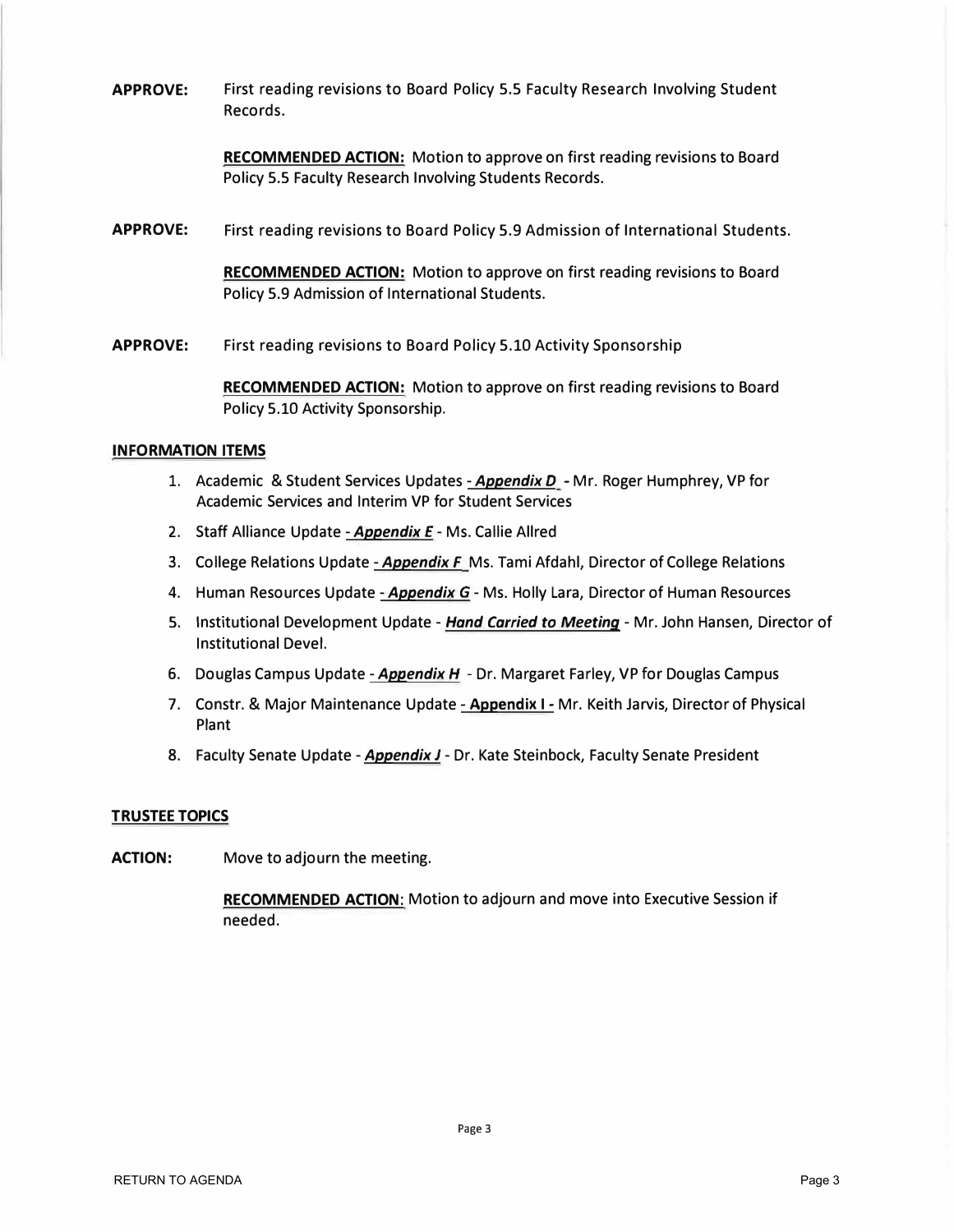**APPROVE:** First reading revisions to Board Policy 5.5 Faculty Research Involving Student Records.

**RECOMMENDED ACTION:** Motion to approve on first reading revisions to Board Policy 5.5 Faculty Research Involving Students Records.

**APPROVE:** First reading revisions to Board Policy 5.9 Admission of International Students.

**RECOMMENDED ACTION:** Motion to approve on first reading revisions to Board Policy 5.9 Admission of International Students.

**APPROVE:** First reading revisions to Board Policy 5.10 Activity Sponsorship

**RECOMMENDED ACTION:** Motion to approve on first reading revisions to Board Policy 5.10 Activity Sponsorship.

**INFORMATION ITEMS**

1. Academic & Student Services Updates - ***Appendix D*** - Mr. Roger Humphrey, VP for Academic Services and Interim VP for Student Services
2. Staff Alliance Update - ***Appendix E*** - Ms. Callie Allred
3. College Relations Update - ***Appendix F*** Ms. Tami Afdahl, Director of College Relations
4. Human Resources Update - ***Appendix G*** - Ms. Holly Lara, Director of Human Resources
5. Institutional Development Update - ***Hand Carried to Meeting*** - Mr. John Hansen, Director of Institutional Devel.
6. Douglas Campus Update - ***Appendix H*** - Dr. Margaret Farley, VP for Douglas Campus
7. Constr. & Major Maintenance Update - **Appendix I** - Mr. Keith Jarvis, Director of Physical Plant
8. Faculty Senate Update - ***Appendix J*** - Dr. Kate Steinbock, Faculty Senate President

**TRUSTEE TOPICS**

**ACTION:** Move to adjourn the meeting.

**RECOMMENDED ACTION:** Motion to adjourn and move into Executive Session if needed.

RETURN TO AGENDA